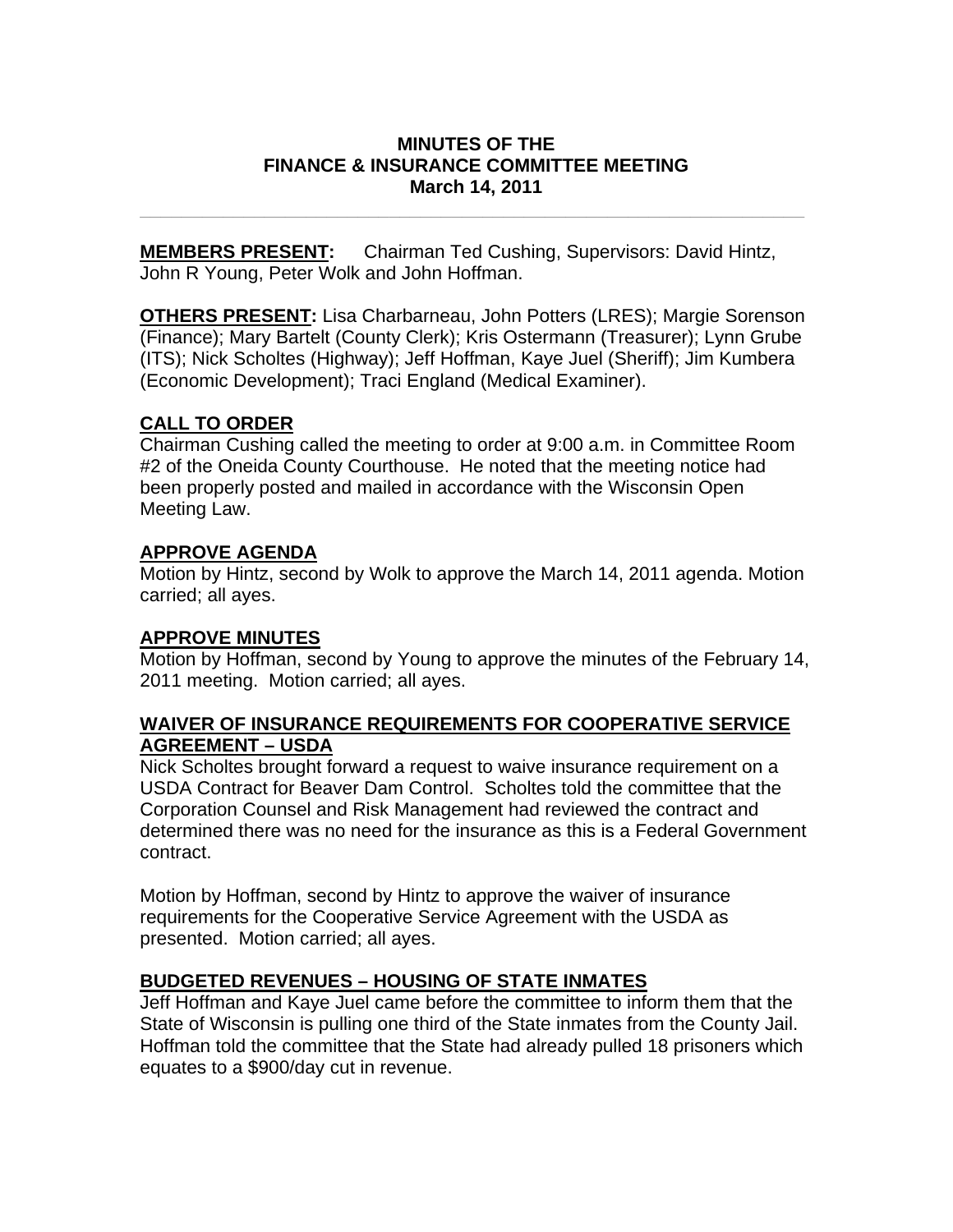# MINUTES OF THE FINANCE & INSURANCE COMMITTEE MEETING
## March 14, 2011

---

**MEMBERS PRESENT:** Chairman Ted Cushing, Supervisors: David Hintz, John R Young, Peter Wolk and John Hoffman.

**OTHERS PRESENT:** Lisa Charbarneau, John Potters (LRES); Margie Sorenson (Finance); Mary Bartelt (County Clerk); Kris Ostermann (Treasurer); Lynn Grube (ITS); Nick Scholtes (Highway); Jeff Hoffman, Kaye Juel (Sheriff); Jim Kumbera (Economic Development); Traci England (Medical Examiner).

### CALL TO ORDER

Chairman Cushing called the meeting to order at 9:00 a.m. in Committee Room #2 of the Oneida County Courthouse. He noted that the meeting notice had been properly posted and mailed in accordance with the Wisconsin Open Meeting Law.

### APPROVE AGENDA

Motion by Hintz, second by Wolk to approve the March 14, 2011 agenda. Motion carried; all ayes.

### APPROVE MINUTES

Motion by Hoffman, second by Young to approve the minutes of the February 14, 2011 meeting. Motion carried; all ayes.

### WAIVER OF INSURANCE REQUIREMENTS FOR COOPERATIVE SERVICE AGREEMENT – USDA

Nick Scholtes brought forward a request to waive insurance requirement on a USDA Contract for Beaver Dam Control. Scholtes told the committee that the Corporation Counsel and Risk Management had reviewed the contract and determined there was no need for the insurance as this is a Federal Government contract.

Motion by Hoffman, second by Hintz to approve the waiver of insurance requirements for the Cooperative Service Agreement with the USDA as presented. Motion carried; all ayes.

### BUDGETED REVENUES – HOUSING OF STATE INMATES

Jeff Hoffman and Kaye Juel came before the committee to inform them that the State of Wisconsin is pulling one third of the State inmates from the County Jail. Hoffman told the committee that the State had already pulled 18 prisoners which equates to a $900/day cut in revenue.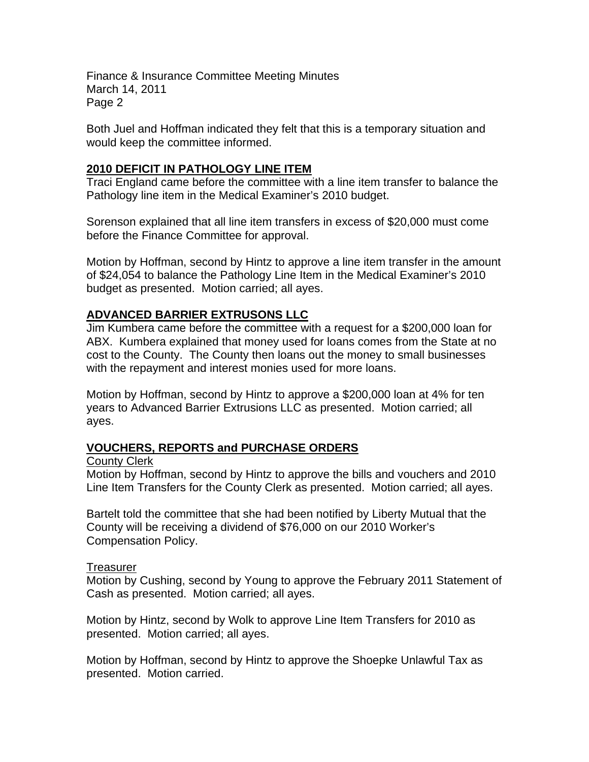Both Juel and Hoffman indicated they felt that this is a temporary situation and would keep the committee informed.

## **2010 DEFICIT IN PATHOLOGY LINE ITEM**

Traci England came before the committee with a line item transfer to balance the Pathology line item in the Medical Examiner's 2010 budget.

Sorenson explained that all line item transfers in excess of $20,000 must come before the Finance Committee for approval.

Motion by Hoffman, second by Hintz to approve a line item transfer in the amount of $24,054 to balance the Pathology Line Item in the Medical Examiner's 2010 budget as presented. Motion carried; all ayes.

## **ADVANCED BARRIER EXTRUSONS LLC**

Jim Kumbera came before the committee with a request for a $200,000 loan for ABX. Kumbera explained that money used for loans comes from the State at no cost to the County. The County then loans out the money to small businesses with the repayment and interest monies used for more loans.

Motion by Hoffman, second by Hintz to approve a $200,000 loan at 4% for ten years to Advanced Barrier Extrusions LLC as presented. Motion carried; all ayes.

## **VOUCHERS, REPORTS and PURCHASE ORDERS**

### County Clerk

Motion by Hoffman, second by Hintz to approve the bills and vouchers and 2010 Line Item Transfers for the County Clerk as presented. Motion carried; all ayes.

Bartelt told the committee that she had been notified by Liberty Mutual that the County will be receiving a dividend of $76,000 on our 2010 Worker's Compensation Policy.

### Treasurer

Motion by Cushing, second by Young to approve the February 2011 Statement of Cash as presented. Motion carried; all ayes.

Motion by Hintz, second by Wolk to approve Line Item Transfers for 2010 as presented. Motion carried; all ayes.

Motion by Hoffman, second by Hintz to approve the Shoepke Unlawful Tax as presented. Motion carried.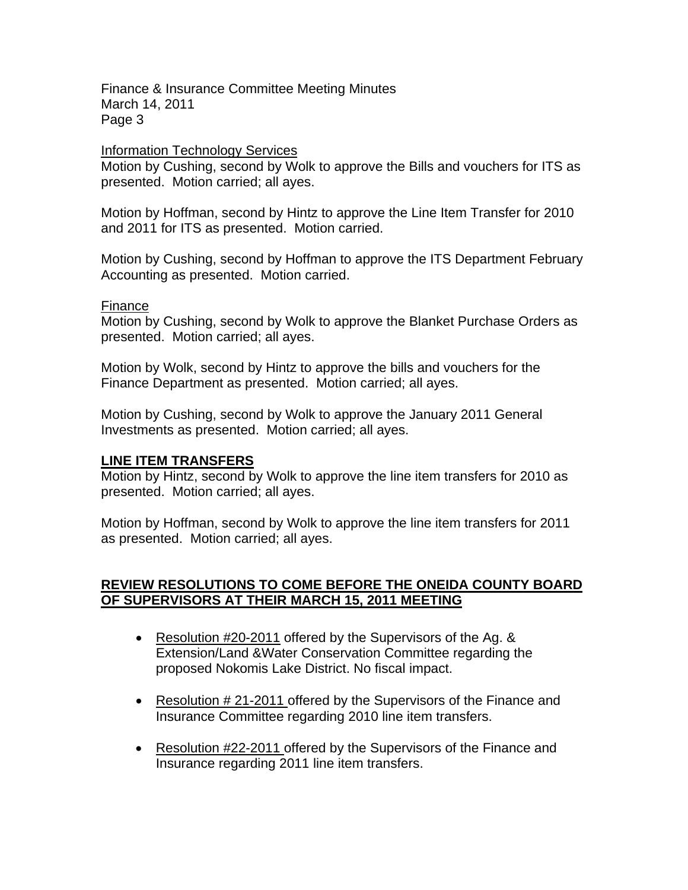Information Technology Services

Motion by Cushing, second by Wolk to approve the Bills and vouchers for ITS as presented. Motion carried; all ayes.

Motion by Hoffman, second by Hintz to approve the Line Item Transfer for 2010 and 2011 for ITS as presented. Motion carried.

Motion by Cushing, second by Hoffman to approve the ITS Department February Accounting as presented. Motion carried.

Finance

Motion by Cushing, second by Wolk to approve the Blanket Purchase Orders as presented. Motion carried; all ayes.

Motion by Wolk, second by Hintz to approve the bills and vouchers for the Finance Department as presented. Motion carried; all ayes.

Motion by Cushing, second by Wolk to approve the January 2011 General Investments as presented. Motion carried; all ayes.

**LINE ITEM TRANSFERS**

Motion by Hintz, second by Wolk to approve the line item transfers for 2010 as presented. Motion carried; all ayes.

Motion by Hoffman, second by Wolk to approve the line item transfers for 2011 as presented. Motion carried; all ayes.

**REVIEW RESOLUTIONS TO COME BEFORE THE ONEIDA COUNTY BOARD OF SUPERVISORS AT THEIR MARCH 15, 2011 MEETING**

- Resolution #20-2011 offered by the Supervisors of the Ag. & Extension/Land &Water Conservation Committee regarding the proposed Nokomis Lake District. No fiscal impact.
- Resolution # 21-2011 offered by the Supervisors of the Finance and Insurance Committee regarding 2010 line item transfers.
- Resolution #22-2011 offered by the Supervisors of the Finance and Insurance regarding 2011 line item transfers.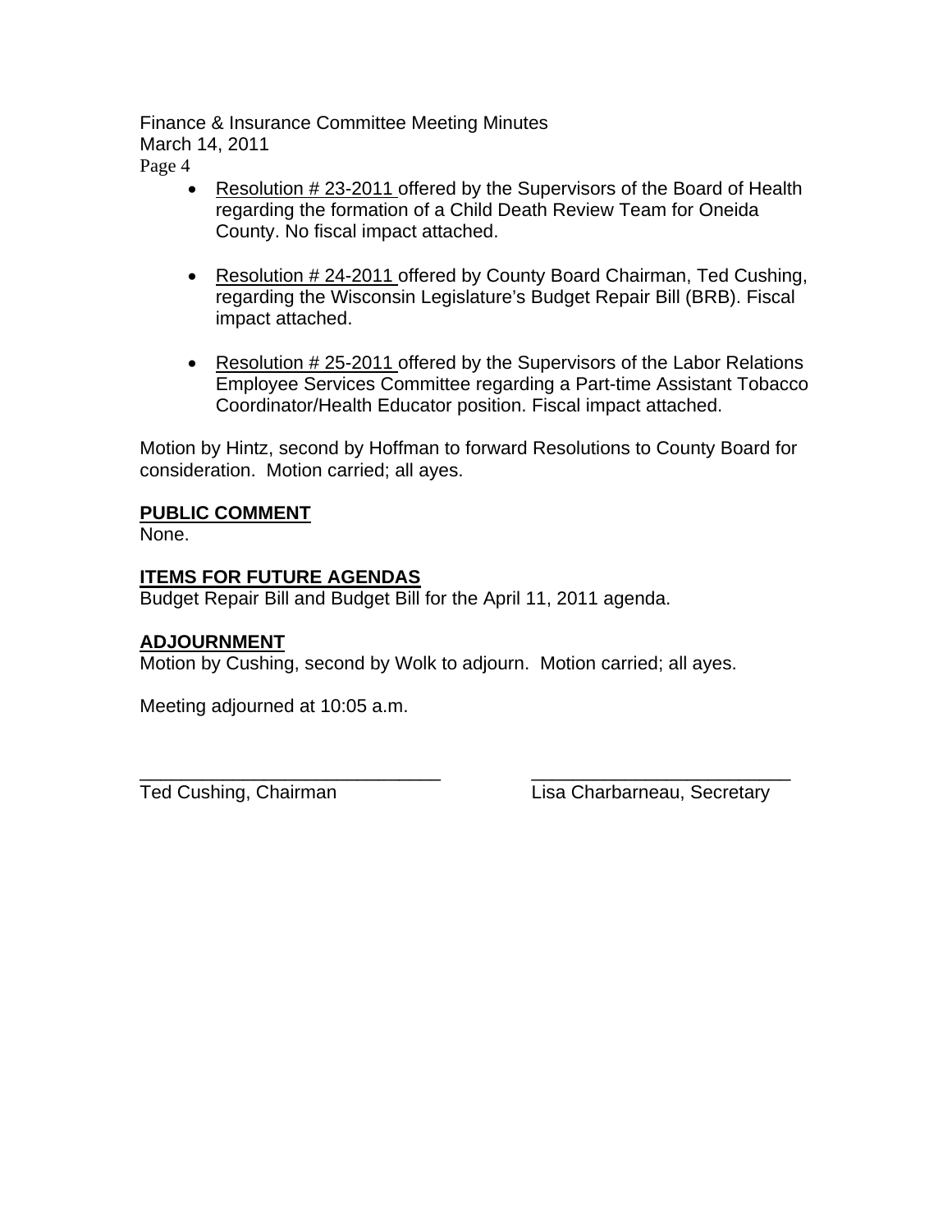- Resolution # 23-2011 offered by the Supervisors of the Board of Health regarding the formation of a Child Death Review Team for Oneida County. No fiscal impact attached.

- Resolution # 24-2011 offered by County Board Chairman, Ted Cushing, regarding the Wisconsin Legislature's Budget Repair Bill (BRB). Fiscal impact attached.

- Resolution # 25-2011 offered by the Supervisors of the Labor Relations Employee Services Committee regarding a Part-time Assistant Tobacco Coordinator/Health Educator position. Fiscal impact attached.

Motion by Hintz, second by Hoffman to forward Resolutions to County Board for consideration. Motion carried; all ayes.

**PUBLIC COMMENT**

None.

**ITEMS FOR FUTURE AGENDAS**

Budget Repair Bill and Budget Bill for the April 11, 2011 agenda.

**ADJOURNMENT**

Motion by Cushing, second by Wolk to adjourn. Motion carried; all ayes.

Meeting adjourned at 10:05 a.m.

______________________________ ______________________________

Ted Cushing, Chairman Lisa Charbarneau, Secretary